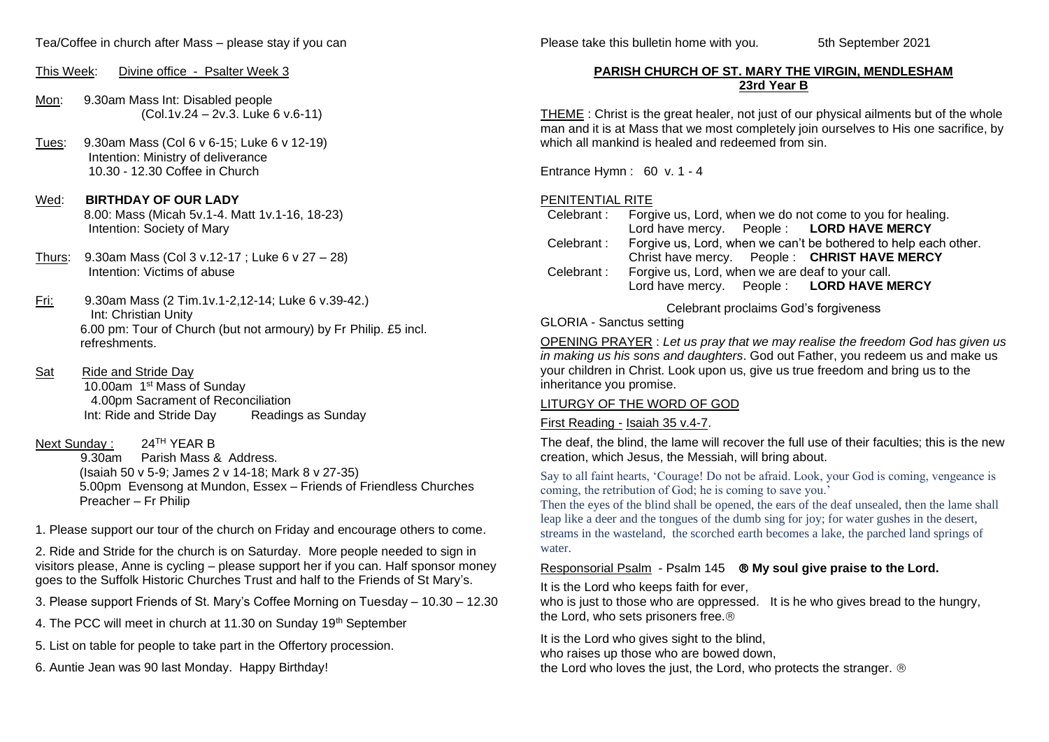Tea/Coffee in church after Mass – please stay if you can

This Week: Divine office - Psalter Week 3

Mon: 9.30am Mass Int: Disabled people
(Col.1v.24 – 2v.3. Luke 6 v.6-11)

Tues: 9.30am Mass (Col 6 v 6-15; Luke 6 v 12-19)
Intention: Ministry of deliverance
10.30 - 12.30 Coffee in Church

Wed: **BIRTHDAY OF OUR LADY**
8.00: Mass (Micah 5v.1-4. Matt 1v.1-16, 18-23)
Intention: Society of Mary

Thurs: 9.30am Mass (Col 3 v.12-17 ; Luke 6 v 27 – 28)
Intention: Victims of abuse

Fri: 9.30am Mass (2 Tim.1v.1-2,12-14; Luke 6 v.39-42.)
Int: Christian Unity
6.00 pm: Tour of Church (but not armoury) by Fr Philip. £5 incl. refreshments.

Sat Ride and Stride Day
10.00am 1st Mass of Sunday
4.00pm Sacrament of Reconciliation
Int: Ride and Stride Day Readings as Sunday

Next Sunday : 24TH YEAR B
9.30am Parish Mass & Address.
(Isaiah 50 v 5-9; James 2 v 14-18; Mark 8 v 27-35)
5.00pm Evensong at Mundon, Essex – Friends of Friendless Churches
Preacher – Fr Philip

1. Please support our tour of the church on Friday and encourage others to come.

2. Ride and Stride for the church is on Saturday. More people needed to sign in visitors please, Anne is cycling – please support her if you can. Half sponsor money goes to the Suffolk Historic Churches Trust and half to the Friends of St Mary's.

3. Please support Friends of St. Mary's Coffee Morning on Tuesday – 10.30 – 12.30

4. The PCC will meet in church at 11.30 on Sunday 19th September

5. List on table for people to take part in the Offertory procession.

6. Auntie Jean was 90 last Monday. Happy Birthday!

Please take this bulletin home with you. 5th September 2021

## PARISH CHURCH OF ST. MARY THE VIRGIN, MENDLESHAM
## 23rd Year B

THEME : Christ is the great healer, not just of our physical ailments but of the whole man and it is at Mass that we most completely join ourselves to His one sacrifice, by which all mankind is healed and redeemed from sin.

Entrance Hymn : 60 v. 1 - 4

PENITENTIAL RITE

Celebrant : Forgive us, Lord, when we do not come to you for healing.
Lord have mercy. People : **LORD HAVE MERCY**

Celebrant : Forgive us, Lord, when we can't be bothered to help each other.
Christ have mercy. People : **CHRIST HAVE MERCY**

Celebrant : Forgive us, Lord, when we are deaf to your call.
Lord have mercy. People : **LORD HAVE MERCY**

Celebrant proclaims God's forgiveness

GLORIA - Sanctus setting

OPENING PRAYER : *Let us pray that we may realise the freedom God has given us in making us his sons and daughters*. God out Father, you redeem us and make us your children in Christ. Look upon us, give us true freedom and bring us to the inheritance you promise.

LITURGY OF THE WORD OF GOD

First Reading - Isaiah 35 v.4-7.

The deaf, the blind, the lame will recover the full use of their faculties; this is the new creation, which Jesus, the Messiah, will bring about.

Say to all faint hearts, 'Courage! Do not be afraid. Look, your God is coming, vengeance is coming, the retribution of God; he is coming to save you.'
Then the eyes of the blind shall be opened, the ears of the deaf unsealed, then the lame shall leap like a deer and the tongues of the dumb sing for joy; for water gushes in the desert, streams in the wasteland, the scorched earth becomes a lake, the parched land springs of water.

Responsorial Psalm - Psalm 145 **℟ My soul give praise to the Lord.**

It is the Lord who keeps faith for ever,
who is just to those who are oppressed. It is he who gives bread to the hungry,
the Lord, who sets prisoners free.℟

It is the Lord who gives sight to the blind,
who raises up those who are bowed down,
the Lord who loves the just, the Lord, who protects the stranger. ℟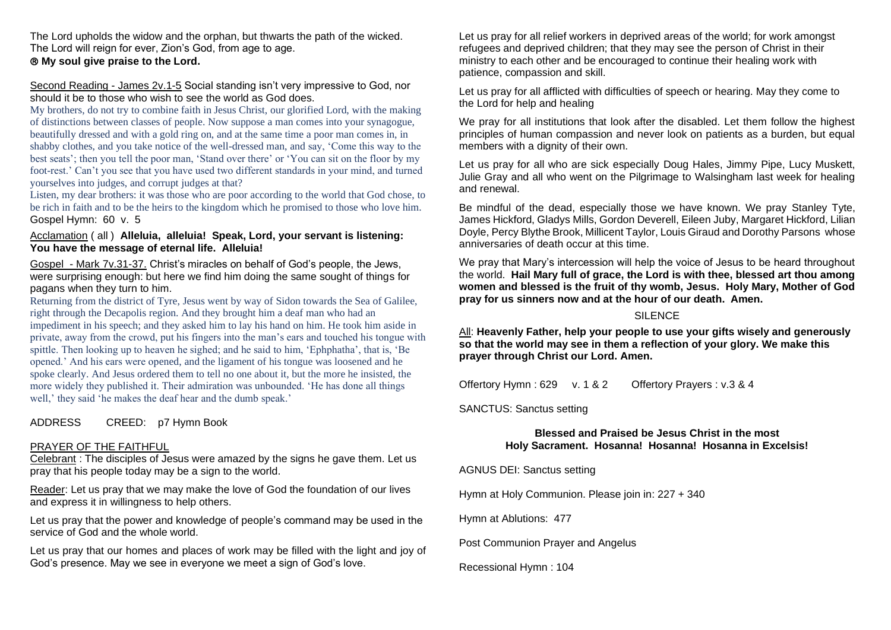The Lord upholds the widow and the orphan, but thwarts the path of the wicked.
The Lord will reign for ever, Zion's God, from age to age.
**℟ My soul give praise to the Lord.**

Second Reading - James 2v.1-5 Social standing isn't very impressive to God, nor should it be to those who wish to see the world as God does.

My brothers, do not try to combine faith in Jesus Christ, our glorified Lord, with the making of distinctions between classes of people. Now suppose a man comes into your synagogue, beautifully dressed and with a gold ring on, and at the same time a poor man comes in, in shabby clothes, and you take notice of the well-dressed man, and say, 'Come this way to the best seats'; then you tell the poor man, 'Stand over there' or 'You can sit on the floor by my foot-rest.' Can't you see that you have used two different standards in your mind, and turned yourselves into judges, and corrupt judges at that?

Listen, my dear brothers: it was those who are poor according to the world that God chose, to be rich in faith and to be the heirs to the kingdom which he promised to those who love him.

Gospel Hymn: 60 v. 5

Acclamation ( all ) **Alleluia, alleluia! Speak, Lord, your servant is listening: You have the message of eternal life. Alleluia!**

Gospel - Mark 7v.31-37. Christ's miracles on behalf of God's people, the Jews, were surprising enough: but here we find him doing the same sought of things for pagans when they turn to him.

Returning from the district of Tyre, Jesus went by way of Sidon towards the Sea of Galilee, right through the Decapolis region. And they brought him a deaf man who had an impediment in his speech; and they asked him to lay his hand on him. He took him aside in private, away from the crowd, put his fingers into the man's ears and touched his tongue with spittle. Then looking up to heaven he sighed; and he said to him, 'Ephphatha', that is, 'Be opened.' And his ears were opened, and the ligament of his tongue was loosened and he spoke clearly. And Jesus ordered them to tell no one about it, but the more he insisted, the more widely they published it. Their admiration was unbounded. 'He has done all things well,' they said 'he makes the deaf hear and the dumb speak.'

ADDRESS CREED: p7 Hymn Book

PRAYER OF THE FAITHFUL

Celebrant : The disciples of Jesus were amazed by the signs he gave them. Let us pray that his people today may be a sign to the world.

Reader: Let us pray that we may make the love of God the foundation of our lives and express it in willingness to help others.

Let us pray that the power and knowledge of people's command may be used in the service of God and the whole world.

Let us pray that our homes and places of work may be filled with the light and joy of God's presence. May we see in everyone we meet a sign of God's love.

Let us pray for all relief workers in deprived areas of the world; for work amongst refugees and deprived children; that they may see the person of Christ in their ministry to each other and be encouraged to continue their healing work with patience, compassion and skill.

Let us pray for all afflicted with difficulties of speech or hearing. May they come to the Lord for help and healing

We pray for all institutions that look after the disabled. Let them follow the highest principles of human compassion and never look on patients as a burden, but equal members with a dignity of their own.

Let us pray for all who are sick especially Doug Hales, Jimmy Pipe, Lucy Muskett, Julie Gray and all who went on the Pilgrimage to Walsingham last week for healing and renewal.

Be mindful of the dead, especially those we have known. We pray Stanley Tyte, James Hickford, Gladys Mills, Gordon Deverell, Eileen Juby, Margaret Hickford, Lilian Doyle, Percy Blythe Brook, Millicent Taylor, Louis Giraud and Dorothy Parsons whose anniversaries of death occur at this time.

We pray that Mary's intercession will help the voice of Jesus to be heard throughout the world. **Hail Mary full of grace, the Lord is with thee, blessed art thou among women and blessed is the fruit of thy womb, Jesus. Holy Mary, Mother of God pray for us sinners now and at the hour of our death. Amen.**

SILENCE

All: **Heavenly Father, help your people to use your gifts wisely and generously so that the world may see in them a reflection of your glory. We make this prayer through Christ our Lord. Amen.**

Offertory Hymn : 629 v. 1 & 2 Offertory Prayers : v.3 & 4

SANCTUS: Sanctus setting

**Blessed and Praised be Jesus Christ in the most Holy Sacrament. Hosanna! Hosanna! Hosanna in Excelsis!**

AGNUS DEI: Sanctus setting

Hymn at Holy Communion. Please join in: 227 + 340

Hymn at Ablutions: 477

Post Communion Prayer and Angelus

Recessional Hymn : 104